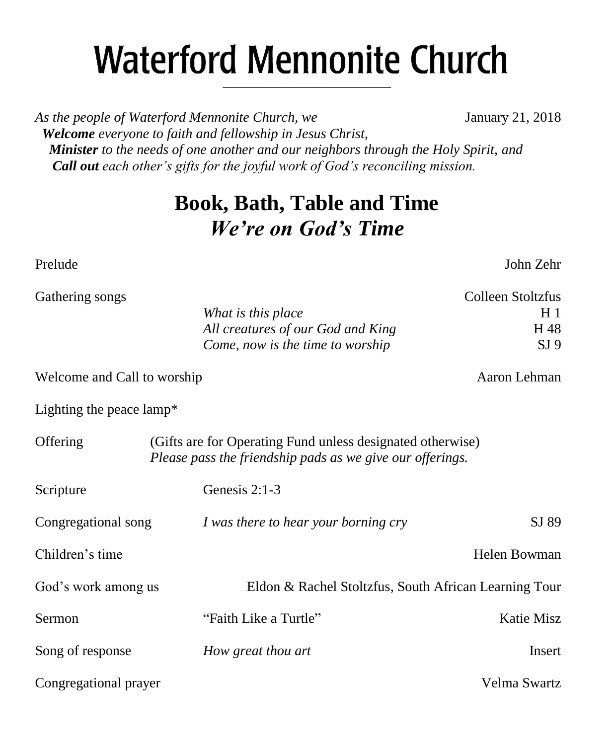# Waterford Mennonite Church

*As the people of Waterford Mennonite Church, we* January 21, 2018
***Welcome*** *everyone to faith and fellowship in Jesus Christ,*
***Minister*** *to the needs of one another and our neighbors through the Holy Spirit, and*
***Call out*** *each other's gifts for the joyful work of God's reconciling mission.*

## Book, Bath, Table and Time
## *We're on God's Time*

Prelude — John Zehr

Gathering songs — Colleen Stoltzfus
- *What is this place* — H 1
- *All creatures of our God and King* — H 48
- *Come, now is the time to worship* — SJ 9

Welcome and Call to worship — Aaron Lehman

Lighting the peace lamp*

Offering — (Gifts are for Operating Fund unless designated otherwise)
*Please pass the friendship pads as we give our offerings.*

Scripture — Genesis 2:1-3

Congregational song — *I was there to hear your borning cry* — SJ 89

Children's time — Helen Bowman

God's work among us — Eldon & Rachel Stoltzfus, South African Learning Tour

Sermon — "Faith Like a Turtle" — Katie Misz

Song of response — *How great thou art* — Insert

Congregational prayer — Velma Swartz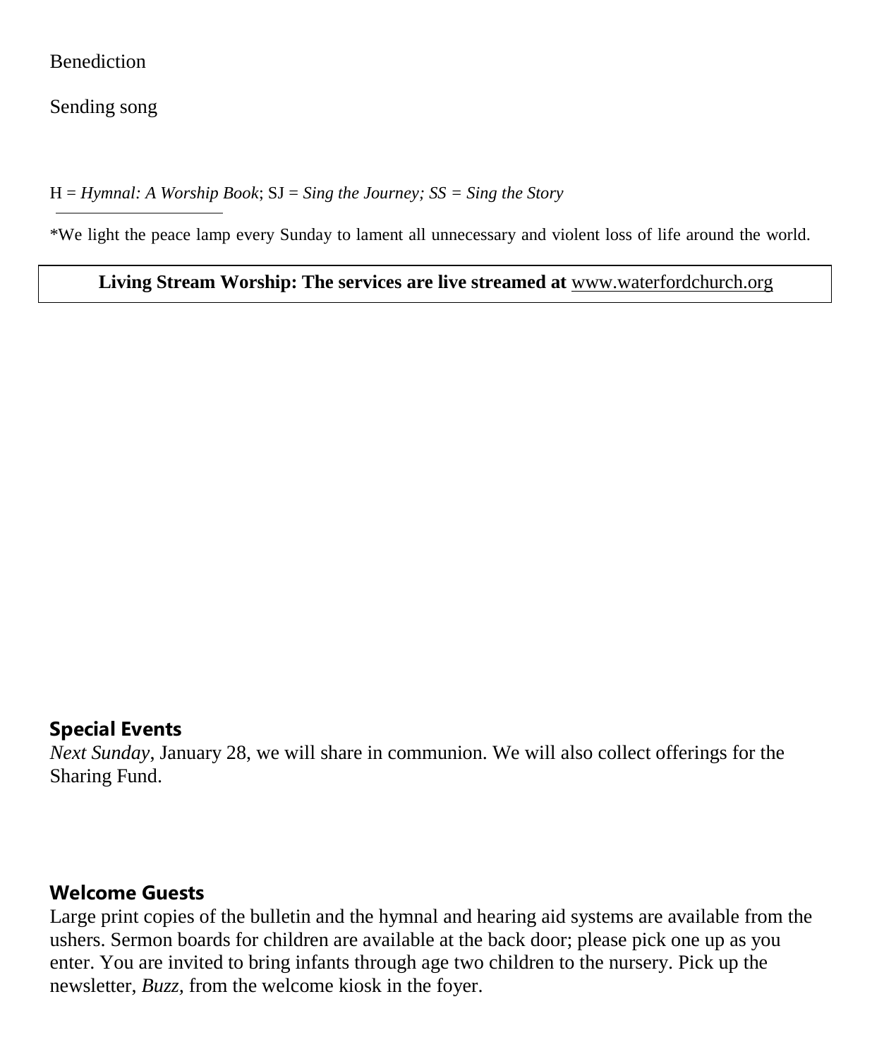Benediction

Sending song

H = *Hymnal: A Worship Book*; SJ = *Sing the Journey; SS = Sing the Story*

---

*We light the peace lamp every Sunday to lament all unnecessary and violent loss of life around the world.

**Living Stream Worship: The services are live streamed at** www.waterfordchurch.org

### Special Events

*Next Sunday*, January 28, we will share in communion. We will also collect offerings for the Sharing Fund.

### Welcome Guests

Large print copies of the bulletin and the hymnal and hearing aid systems are available from the ushers. Sermon boards for children are available at the back door; please pick one up as you enter. You are invited to bring infants through age two children to the nursery. Pick up the newsletter, *Buzz*, from the welcome kiosk in the foyer.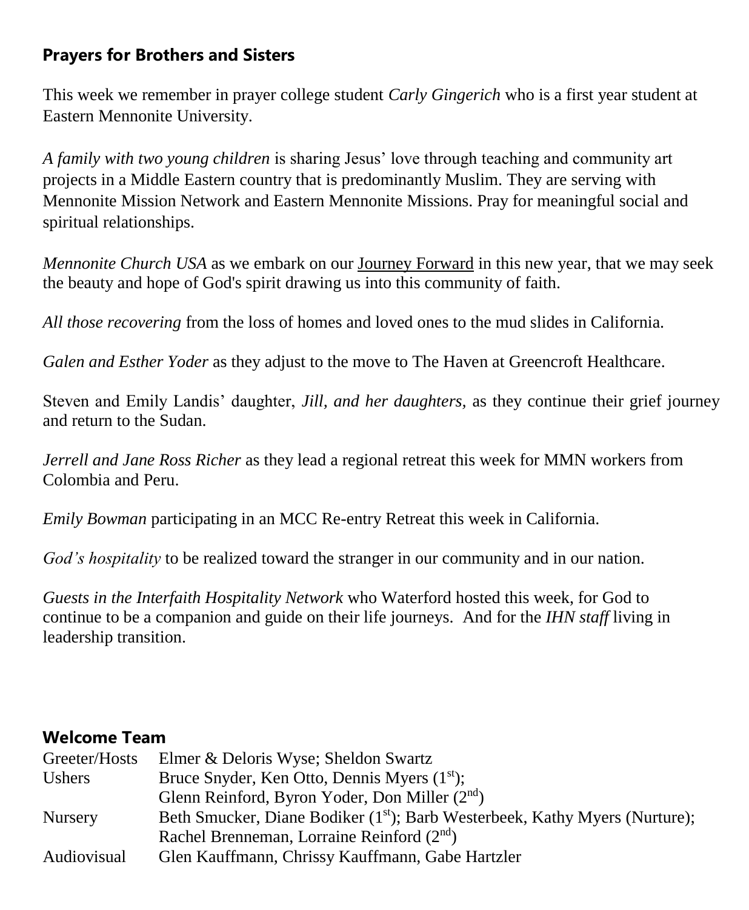## Prayers for Brothers and Sisters

This week we remember in prayer college student *Carly Gingerich* who is a first year student at Eastern Mennonite University.

*A family with two young children* is sharing Jesus' love through teaching and community art projects in a Middle Eastern country that is predominantly Muslim. They are serving with Mennonite Mission Network and Eastern Mennonite Missions. Pray for meaningful social and spiritual relationships.

*Mennonite Church USA* as we embark on our Journey Forward in this new year, that we may seek the beauty and hope of God's spirit drawing us into this community of faith.

*All those recovering* from the loss of homes and loved ones to the mud slides in California.

*Galen and Esther Yoder* as they adjust to the move to The Haven at Greencroft Healthcare.

Steven and Emily Landis' daughter, *Jill, and her daughters*, as they continue their grief journey and return to the Sudan.

*Jerrell and Jane Ross Richer* as they lead a regional retreat this week for MMN workers from Colombia and Peru.

*Emily Bowman* participating in an MCC Re-entry Retreat this week in California.

*God's hospitality* to be realized toward the stranger in our community and in our nation.

*Guests in the Interfaith Hospitality Network* who Waterford hosted this week, for God to continue to be a companion and guide on their life journeys. And for the *IHN staff* living in leadership transition.

## Welcome Team

| | |
|---|---|
| Greeter/Hosts | Elmer & Deloris Wyse; Sheldon Swartz |
| Ushers | Bruce Snyder, Ken Otto, Dennis Myers (1st); Glenn Reinford, Byron Yoder, Don Miller (2nd) |
| Nursery | Beth Smucker, Diane Bodiker (1st); Barb Westerbeek, Kathy Myers (Nurture); Rachel Brenneman, Lorraine Reinford (2nd) |
| Audiovisual | Glen Kauffmann, Chrissy Kauffmann, Gabe Hartzler |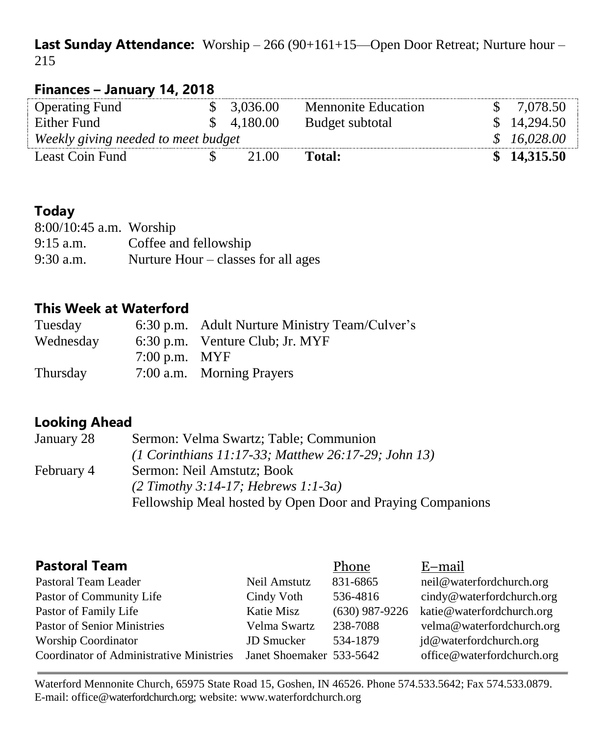**Last Sunday Attendance:** Worship – 266 (90+161+15—Open Door Retreat; Nurture hour – 215

## Finances – January 14, 2018

| | | | |
|---|---|---|---|
| Operating Fund | $ 3,036.00 | Mennonite Education | $ 7,078.50 |
| Either Fund | $ 4,180.00 | Budget subtotal | $ 14,294.50 |
| *Weekly giving needed to meet budget* | | | *$ 16,028.00* |
| Least Coin Fund | $ 21.00 | **Total:** | **$ 14,315.50** |

## Today

| | |
|---|---|
| 8:00/10:45 a.m. | Worship |
| 9:15 a.m. | Coffee and fellowship |
| 9:30 a.m. | Nurture Hour – classes for all ages |

## This Week at Waterford

| | | |
|---|---|---|
| Tuesday | 6:30 p.m. | Adult Nurture Ministry Team/Culver's |
| Wednesday | 6:30 p.m. | Venture Club; Jr. MYF |
| | 7:00 p.m. | MYF |
| Thursday | 7:00 a.m. | Morning Prayers |

## Looking Ahead

January 28 — Sermon: Velma Swartz; Table; Communion
*(1 Corinthians 11:17-33; Matthew 26:17-29; John 13)*

February 4 — Sermon: Neil Amstutz; Book
*(2 Timothy 3:14-17; Hebrews 1:1-3a)*
Fellowship Meal hosted by Open Door and Praying Companions

## Pastoral Team

| | | Phone | E–mail |
|---|---|---|---|
| Pastoral Team Leader | Neil Amstutz | 831-6865 | neil@waterfordchurch.org |
| Pastor of Community Life | Cindy Voth | 536-4816 | cindy@waterfordchurch.org |
| Pastor of Family Life | Katie Misz | (630) 987-9226 | katie@waterfordchurch.org |
| Pastor of Senior Ministries | Velma Swartz | 238-7088 | velma@waterfordchurch.org |
| Worship Coordinator | JD Smucker | 534-1879 | jd@waterfordchurch.org |
| Coordinator of Administrative Ministries | Janet Shoemaker | 533-5642 | office@waterfordchurch.org |

Waterford Mennonite Church, 65975 State Road 15, Goshen, IN 46526. Phone 574.533.5642; Fax 574.533.0879. E-mail: office@waterfordchurch.org; website: www.waterfordchurch.org